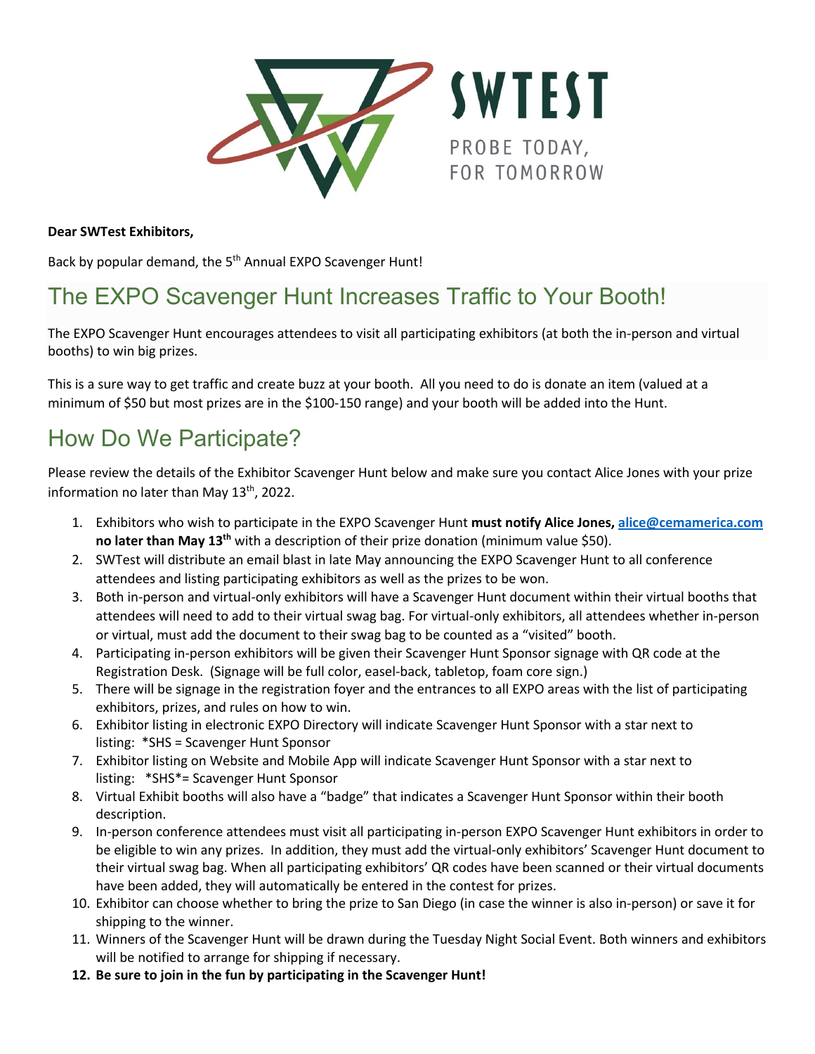SWTEST

PROBE TODAY, FOR TOMORROW

**Dear SWTest Exhibitors,**

Back by popular demand, the 5th Annual EXPO Scavenger Hunt!

## The EXPO Scavenger Hunt Increases Traffic to Your Booth!

The EXPO Scavenger Hunt encourages attendees to visit all participating exhibitors (at both the in-person and virtual booths) to win big prizes.

This is a sure way to get traffic and create buzz at your booth. All you need to do is donate an item (valued at a minimum of $50 but most prizes are in the $100-150 range) and your booth will be added into the Hunt.

## How Do We Participate?

Please review the details of the Exhibitor Scavenger Hunt below and make sure you contact Alice Jones with your prize information no later than May 13th, 2022.

1. Exhibitors who wish to participate in the EXPO Scavenger Hunt **must notify Alice Jones, [alice@cemamerica.com](mailto:alice@cemamerica.com) no later than May 13th** with a description of their prize donation (minimum value $50).
2. SWTest will distribute an email blast in late May announcing the EXPO Scavenger Hunt to all conference attendees and listing participating exhibitors as well as the prizes to be won.
3. Both in-person and virtual-only exhibitors will have a Scavenger Hunt document within their virtual booths that attendees will need to add to their virtual swag bag. For virtual-only exhibitors, all attendees whether in-person or virtual, must add the document to their swag bag to be counted as a "visited" booth.
4. Participating in-person exhibitors will be given their Scavenger Hunt Sponsor signage with QR code at the Registration Desk. (Signage will be full color, easel-back, tabletop, foam core sign.)
5. There will be signage in the registration foyer and the entrances to all EXPO areas with the list of participating exhibitors, prizes, and rules on how to win.
6. Exhibitor listing in electronic EXPO Directory will indicate Scavenger Hunt Sponsor with a star next to listing: *SHS = Scavenger Hunt Sponsor
7. Exhibitor listing on Website and Mobile App will indicate Scavenger Hunt Sponsor with a star next to listing: *SHS*= Scavenger Hunt Sponsor
8. Virtual Exhibit booths will also have a "badge" that indicates a Scavenger Hunt Sponsor within their booth description.
9. In-person conference attendees must visit all participating in-person EXPO Scavenger Hunt exhibitors in order to be eligible to win any prizes. In addition, they must add the virtual-only exhibitors' Scavenger Hunt document to their virtual swag bag. When all participating exhibitors' QR codes have been scanned or their virtual documents have been added, they will automatically be entered in the contest for prizes.
10. Exhibitor can choose whether to bring the prize to San Diego (in case the winner is also in-person) or save it for shipping to the winner.
11. Winners of the Scavenger Hunt will be drawn during the Tuesday Night Social Event. Both winners and exhibitors will be notified to arrange for shipping if necessary.
12. **Be sure to join in the fun by participating in the Scavenger Hunt!**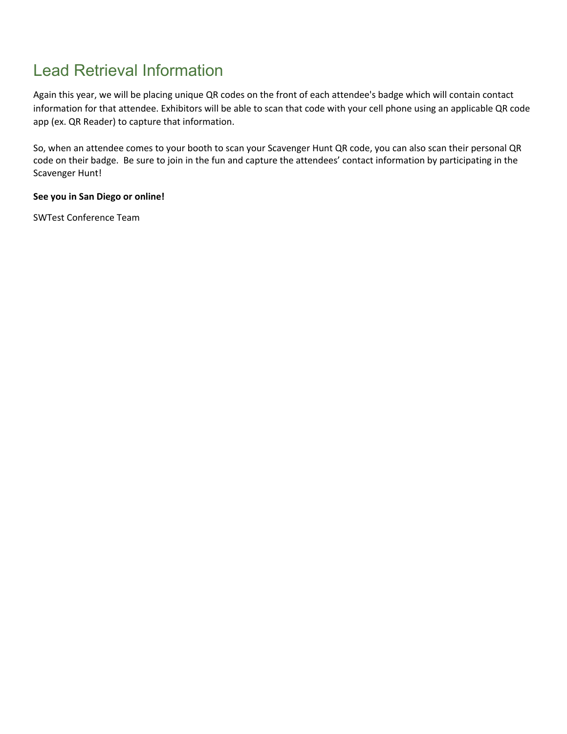## Lead Retrieval Information

Again this year, we will be placing unique QR codes on the front of each attendee's badge which will contain contact information for that attendee. Exhibitors will be able to scan that code with your cell phone using an applicable QR code app (ex. QR Reader) to capture that information.

So, when an attendee comes to your booth to scan your Scavenger Hunt QR code, you can also scan their personal QR code on their badge. Be sure to join in the fun and capture the attendees' contact information by participating in the Scavenger Hunt!

**See you in San Diego or online!**

SWTest Conference Team